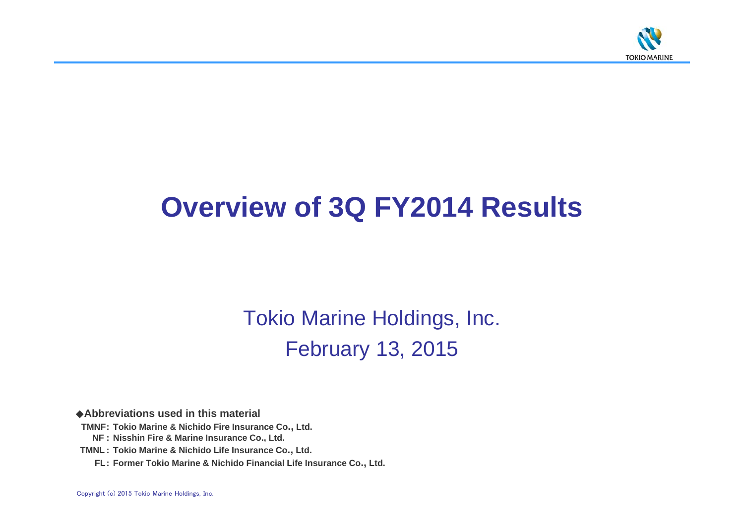# Overview of 3Q FY2014 Results

Tokio Marine Holdings, Inc.

February 13, 2015

◆**Abbreviations used in this material**

**TMNF: Tokio Marine & Nichido Fire Insurance Co., Ltd.**

**NF : Nisshin Fire & Marine Insurance Co., Ltd.**

**TMNL : Tokio Marine & Nichido Life Insurance Co., Ltd.**

**FL: Former Tokio Marine & Nichido Financial Life Insurance Co., Ltd.**

Copyright (c) 2015 Tokio Marine Holdings, Inc.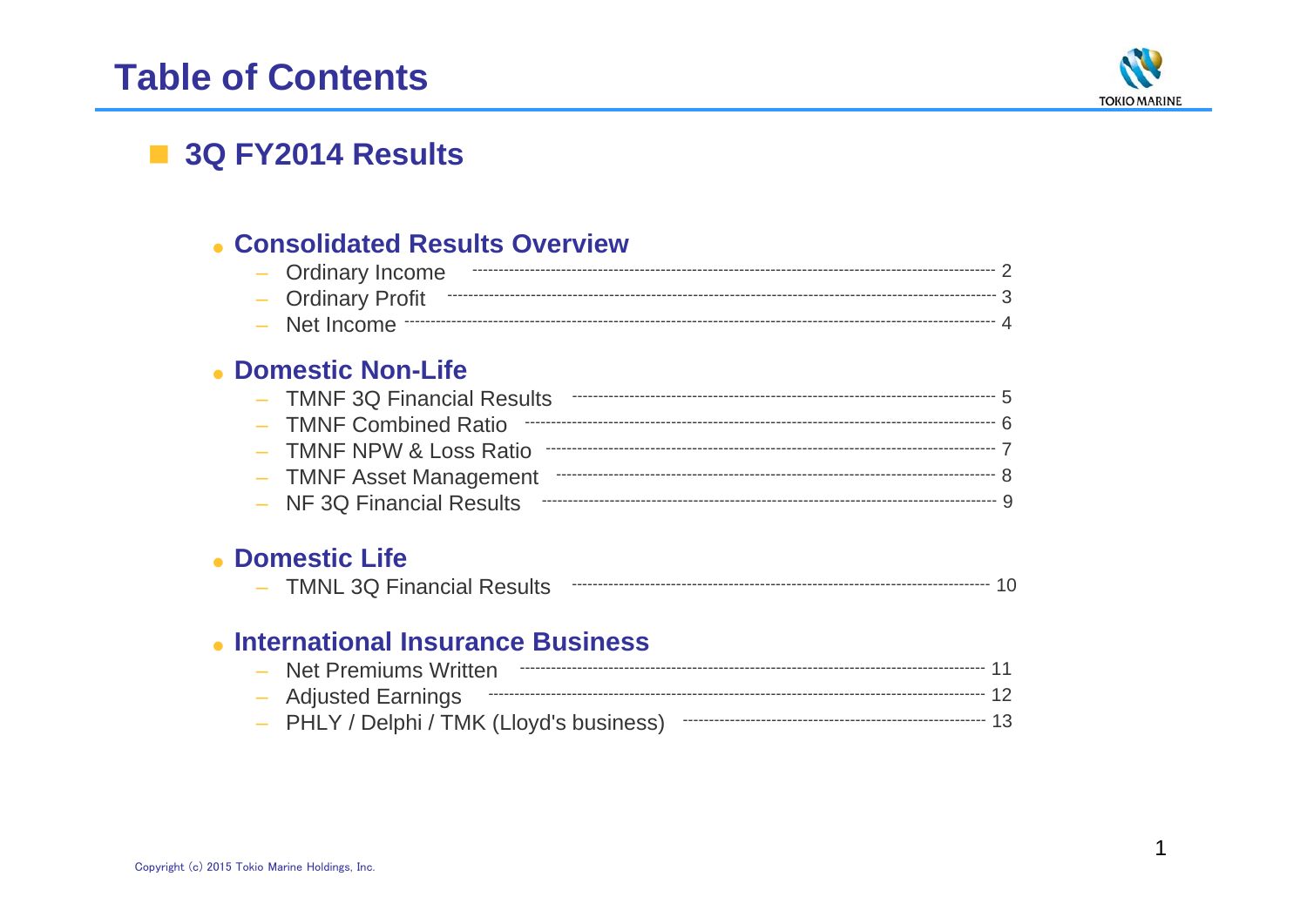# Table of Contents

## 3Q FY2014 Results

### Consolidated Results Overview

- Ordinary Income ---------- 2
- Ordinary Profit ---------- 3
- Net Income ---------- 4

### Domestic Non-Life

- TMNF 3Q Financial Results ---------- 5
- TMNF Combined Ratio ---------- 6
- TMNF NPW & Loss Ratio ---------- 7
- TMNF Asset Management ---------- 8
- NF 3Q Financial Results ---------- 9

### Domestic Life

- TMNL 3Q Financial Results ---------- 10

### International Insurance Business

- Net Premiums Written ---------- 11
- Adjusted Earnings ---------- 12
- PHLY / Delphi / TMK (Lloyd's business) ---------- 13

Copyright (c) 2015 Tokio Marine Holdings, Inc.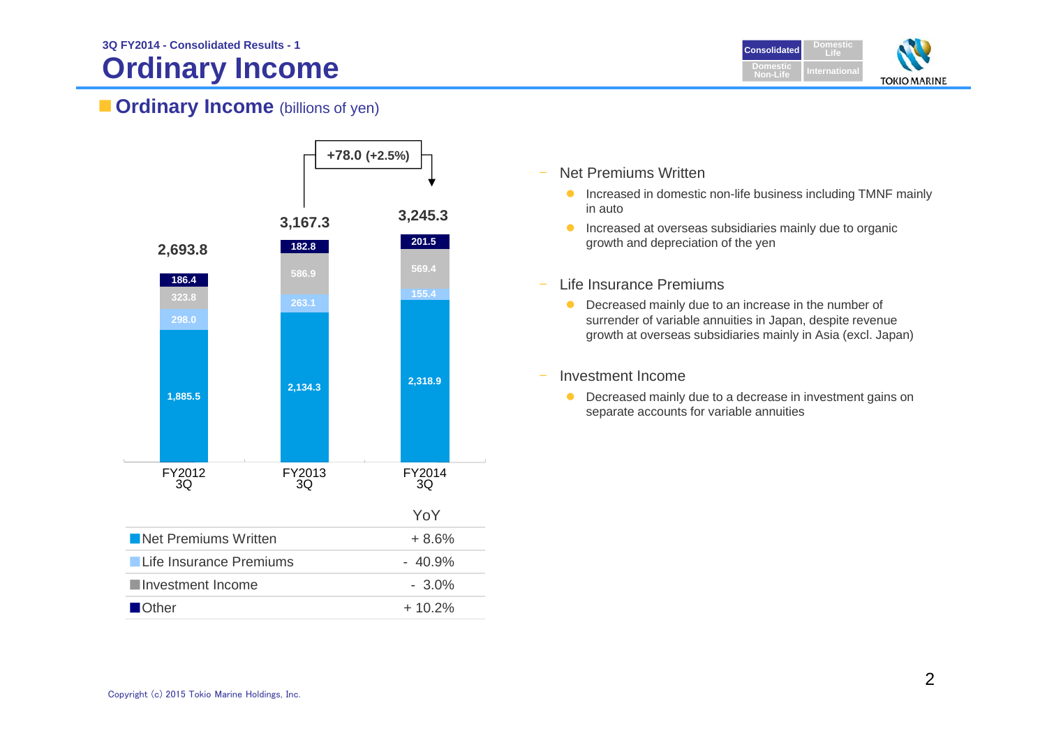3Q FY2014 - Consolidated Results - 1

# Ordinary Income

## Ordinary Income (billions of yen)

| | FY2012 3Q | FY2013 3Q | FY2014 3Q |
|---|---|---|---|
| Net Premiums Written | 1,885.5 | 2,134.3 | 2,318.9 |
| Life Insurance Premiums | 298.0 | 263.1 | 155.4 |
| Investment Income | 323.8 | 586.9 | 569.4 |
| Other | 186.4 | 182.8 | 201.5 |
| Total | 2,693.8 | 3,167.3 | 3,245.3 |

+78.0 (+2.5%)

| | YoY |
|---|---|
| Net Premiums Written | + 8.6% |
| Life Insurance Premiums | - 40.9% |
| Investment Income | - 3.0% |
| Other | + 10.2% |

- Net Premiums Written
  - Increased in domestic non-life business including TMNF mainly in auto
  - Increased at overseas subsidiaries mainly due to organic growth and depreciation of the yen
- Life Insurance Premiums
  - Decreased mainly due to an increase in the number of surrender of variable annuities in Japan, despite revenue growth at overseas subsidiaries mainly in Asia (excl. Japan)
- Investment Income
  - Decreased mainly due to a decrease in investment gains on separate accounts for variable annuities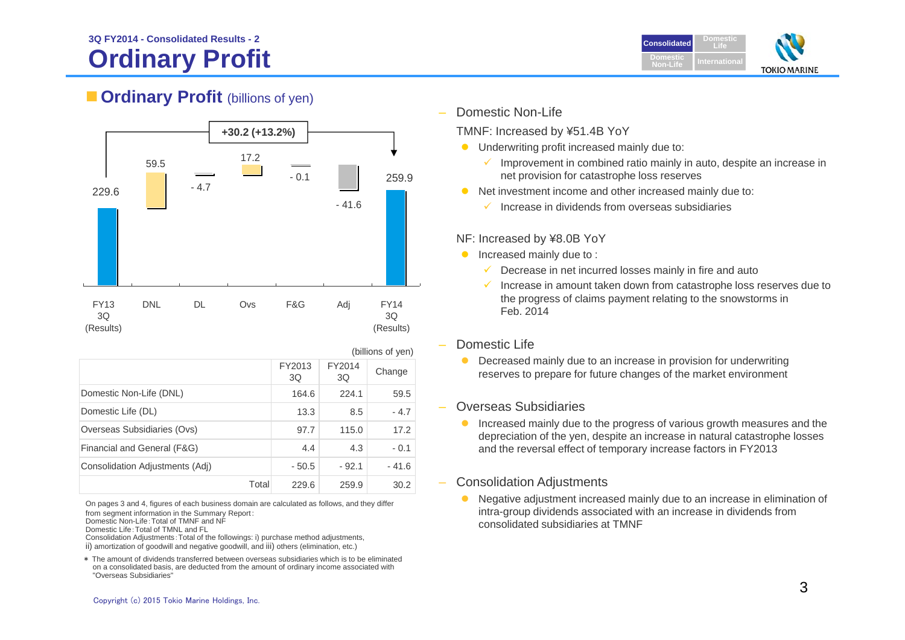3Q FY2014 - Consolidated Results - 2

# Ordinary Profit

## Ordinary Profit (billions of yen)

FY13 3Q (Results): 229.6 → DNL: 59.5 → DL: - 4.7 → Ovs: 17.2 → F&G: - 0.1 → Adj: - 41.6 → FY14 3Q (Results): 259.9

+30.2 (+13.2%)

(billions of yen)

| | FY2013 3Q | FY2014 3Q | Change |
|---|---|---|---|
| Domestic Non-Life (DNL) | 164.6 | 224.1 | 59.5 |
| Domestic Life (DL) | 13.3 | 8.5 | - 4.7 |
| Overseas Subsidiaries (Ovs) | 97.7 | 115.0 | 17.2 |
| Financial and General (F&G) | 4.4 | 4.3 | - 0.1 |
| Consolidation Adjustments (Adj) | - 50.5 | - 92.1 | - 41.6 |
| Total | 229.6 | 259.9 | 30.2 |

On pages 3 and 4, figures of each business domain are calculated as follows, and they differ from segment information in the Summary Report:
Domestic Non-Life：Total of TMNF and NF
Domestic Life：Total of TMNL and FL
Consolidation Adjustments：Total of the followings: i) purchase method adjustments, ii) amortization of goodwill and negative goodwill, and iii) others (elimination, etc.)

＊ The amount of dividends transferred between overseas subsidiaries which is to be eliminated on a consolidated basis, are deducted from the amount of ordinary income associated with "Overseas Subsidiaries"

### Domestic Non-Life

TMNF: Increased by ¥51.4B YoY

- Underwriting profit increased mainly due to:
  - Improvement in combined ratio mainly in auto, despite an increase in net provision for catastrophe loss reserves
- Net investment income and other increased mainly due to:
  - Increase in dividends from overseas subsidiaries

NF: Increased by ¥8.0B YoY

- Increased mainly due to :
  - Decrease in net incurred losses mainly in fire and auto
  - Increase in amount taken down from catastrophe loss reserves due to the progress of claims payment relating to the snowstorms in Feb. 2014

### Domestic Life

- Decreased mainly due to an increase in provision for underwriting reserves to prepare for future changes of the market environment

### Overseas Subsidiaries

- Increased mainly due to the progress of various growth measures and the depreciation of the yen, despite an increase in natural catastrophe losses and the reversal effect of temporary increase factors in FY2013

### Consolidation Adjustments

- Negative adjustment increased mainly due to an increase in elimination of intra-group dividends associated with an increase in dividends from consolidated subsidiaries at TMNF

Copyright (c) 2015 Tokio Marine Holdings, Inc.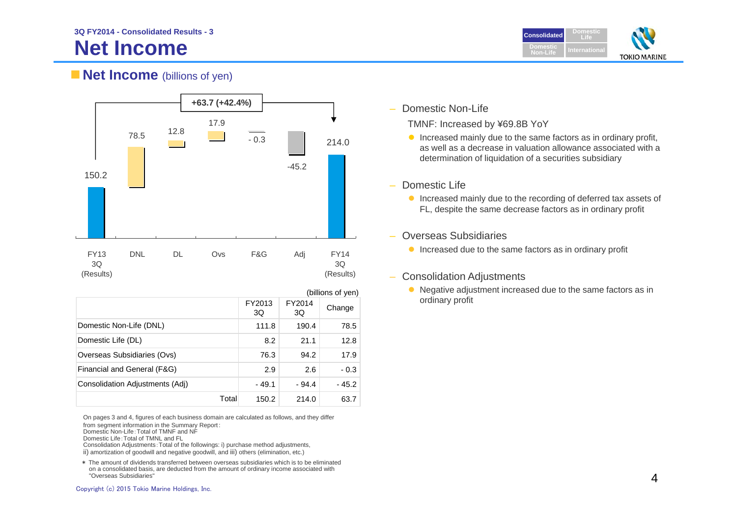3Q FY2014 - Consolidated Results - 3

# Net Income

## Net Income (billions of yen)

+63.7 (+42.4%)

| FY13 3Q (Results) | DNL | DL | Ovs | F&G | Adj | FY14 3Q (Results) |
|---|---|---|---|---|---|---|
| 150.2 | 78.5 | 12.8 | 17.9 | - 0.3 | -45.2 | 214.0 |

(billions of yen)

| | FY2013 3Q | FY2014 3Q | Change |
|---|---|---|---|
| Domestic Non-Life (DNL) | 111.8 | 190.4 | 78.5 |
| Domestic Life (DL) | 8.2 | 21.1 | 12.8 |
| Overseas Subsidiaries (Ovs) | 76.3 | 94.2 | 17.9 |
| Financial and General (F&G) | 2.9 | 2.6 | - 0.3 |
| Consolidation Adjustments (Adj) | - 49.1 | - 94.4 | - 45.2 |
| Total | 150.2 | 214.0 | 63.7 |

On pages 3 and 4, figures of each business domain are calculated as follows, and they differ from segment information in the Summary Report:
Domestic Non-Life：Total of TMNF and NF
Domestic Life：Total of TMNL and FL
Consolidation Adjustments：Total of the followings: i) purchase method adjustments, ii) amortization of goodwill and negative goodwill, and iii) others (elimination, etc.)

＊ The amount of dividends transferred between overseas subsidiaries which is to be eliminated on a consolidated basis, are deducted from the amount of ordinary income associated with "Overseas Subsidiaries"

– Domestic Non-Life

TMNF: Increased by ¥69.8B YoY

- Increased mainly due to the same factors as in ordinary profit, as well as a decrease in valuation allowance associated with a determination of liquidation of a securities subsidiary

– Domestic Life

- Increased mainly due to the recording of deferred tax assets of FL, despite the same decrease factors as in ordinary profit

– Overseas Subsidiaries

- Increased due to the same factors as in ordinary profit

– Consolidation Adjustments

- Negative adjustment increased due to the same factors as in ordinary profit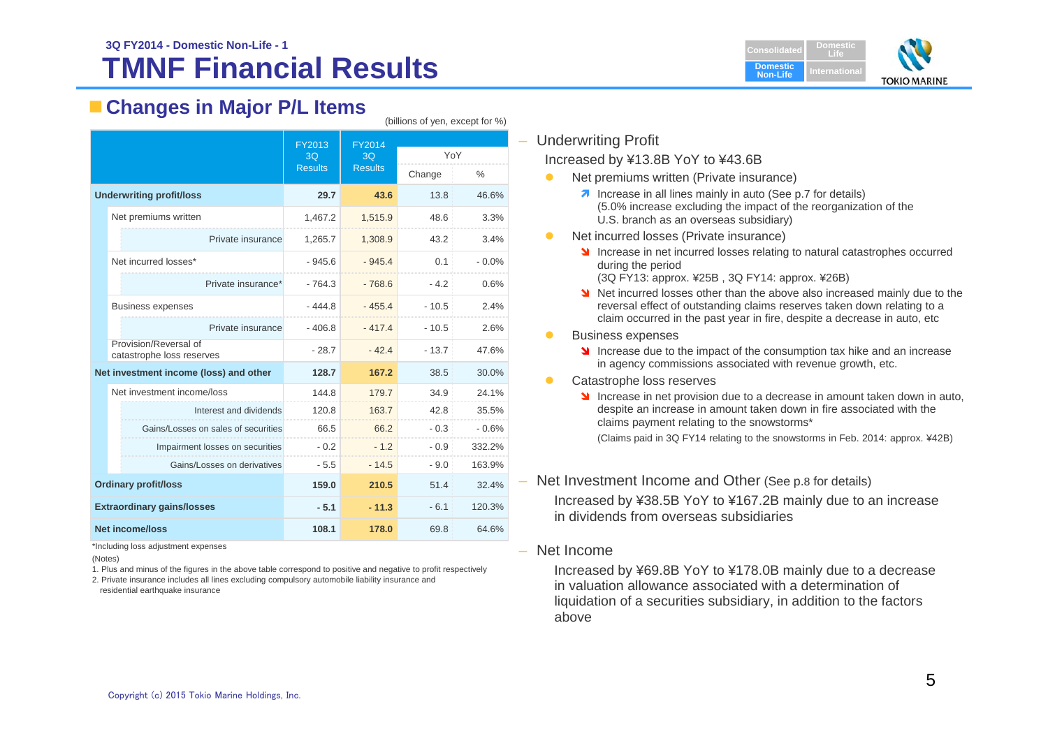3Q FY2014 - Domestic Non-Life - 1

# TMNF Financial Results

## Changes in Major P/L Items

(billions of yen, except for %)

| | FY2013 3Q Results | FY2014 3Q Results | YoY Change | YoY % |
|---|---|---|---|---|
| **Underwriting profit/loss** | **29.7** | **43.6** | 13.8 | 46.6% |
| Net premiums written | 1,467.2 | 1,515.9 | 48.6 | 3.3% |
| Private insurance | 1,265.7 | 1,308.9 | 43.2 | 3.4% |
| Net incurred losses* | - 945.6 | - 945.4 | 0.1 | - 0.0% |
| Private insurance* | - 764.3 | - 768.6 | - 4.2 | 0.6% |
| Business expenses | - 444.8 | - 455.4 | - 10.5 | 2.4% |
| Private insurance | - 406.8 | - 417.4 | - 10.5 | 2.6% |
| Provision/Reversal of catastrophe loss reserves | - 28.7 | - 42.4 | - 13.7 | 47.6% |
| **Net investment income (loss) and other** | **128.7** | **167.2** | 38.5 | 30.0% |
| Net investment income/loss | 144.8 | 179.7 | 34.9 | 24.1% |
| Interest and dividends | 120.8 | 163.7 | 42.8 | 35.5% |
| Gains/Losses on sales of securities | 66.5 | 66.2 | - 0.3 | - 0.6% |
| Impairment losses on securities | - 0.2 | - 1.2 | - 0.9 | 332.2% |
| Gains/Losses on derivatives | - 5.5 | - 14.5 | - 9.0 | 163.9% |
| **Ordinary profit/loss** | **159.0** | **210.5** | 51.4 | 32.4% |
| **Extraordinary gains/losses** | **- 5.1** | **- 11.3** | - 6.1 | 120.3% |
| **Net income/loss** | **108.1** | **178.0** | 69.8 | 64.6% |

*Including loss adjustment expenses

(Notes)

1. Plus and minus of the figures in the above table correspond to positive and negative to profit respectively
2. Private insurance includes all lines excluding compulsory automobile liability insurance and residential earthquake insurance

- Underwriting Profit

  Increased by ¥13.8B YoY to ¥43.6B

  - Net premiums written (Private insurance)
    - Increase in all lines mainly in auto (See p.7 for details) (5.0% increase excluding the impact of the reorganization of the U.S. branch as an overseas subsidiary)
  - Net incurred losses (Private insurance)
    - Increase in net incurred losses relating to natural catastrophes occurred during the period (3Q FY13: approx. ¥25B , 3Q FY14: approx. ¥26B)
    - Net incurred losses other than the above also increased mainly due to the reversal effect of outstanding claims reserves taken down relating to a claim occurred in the past year in fire, despite a decrease in auto, etc
  - Business expenses
    - Increase due to the impact of the consumption tax hike and an increase in agency commissions associated with revenue growth, etc.
  - Catastrophe loss reserves
    - Increase in net provision due to a decrease in amount taken down in auto, despite an increase in amount taken down in fire associated with the claims payment relating to the snowstorms*

      (Claims paid in 3Q FY14 relating to the snowstorms in Feb. 2014: approx. ¥42B)

- Net Investment Income and Other (See p.8 for details)

  Increased by ¥38.5B YoY to ¥167.2B mainly due to an increase in dividends from overseas subsidiaries

- Net Income

  Increased by ¥69.8B YoY to ¥178.0B mainly due to a decrease in valuation allowance associated with a determination of liquidation of a securities subsidiary, in addition to the factors above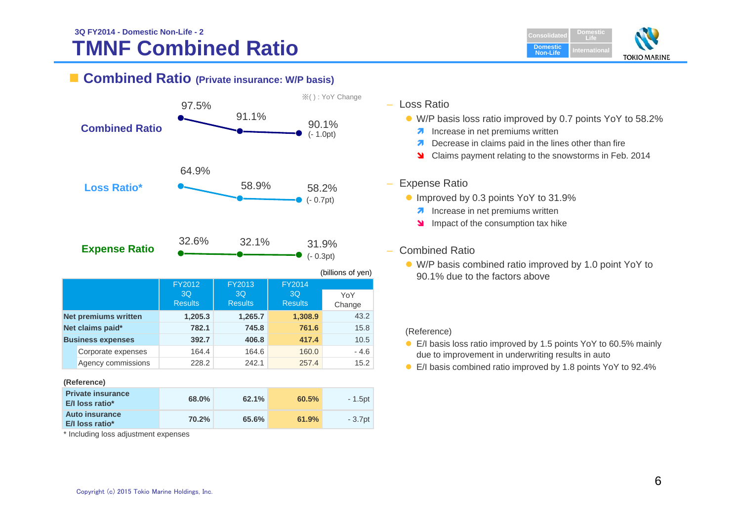3Q FY2014 - Domestic Non-Life - 2

# TMNF Combined Ratio

## Combined Ratio (Private insurance: W/P basis)

※( ) : YoY Change

| | FY2012 3Q | FY2013 3Q | FY2014 3Q |
|---|---|---|---|
| Combined Ratio | 97.5% | 91.1% | 90.1% (- 1.0pt) |
| Loss Ratio* | 64.9% | 58.9% | 58.2% (- 0.7pt) |
| Expense Ratio | 32.6% | 32.1% | 31.9% (- 0.3pt) |

(billions of yen)

| | FY2012 3Q Results | FY2013 3Q Results | FY2014 3Q Results | YoY Change |
|---|---|---|---|---|
| **Net premiums written** | **1,205.3** | **1,265.7** | **1,308.9** | 43.2 |
| **Net claims paid*** | **782.1** | **745.8** | **761.6** | 15.8 |
| **Business expenses** | **392.7** | **406.8** | **417.4** | 10.5 |
| Corporate expenses | 164.4 | 164.6 | 160.0 | - 4.6 |
| Agency commissions | 228.2 | 242.1 | 257.4 | 15.2 |

(Reference)

| | FY2012 3Q Results | FY2013 3Q Results | FY2014 3Q Results | YoY Change |
|---|---|---|---|---|
| **Private insurance E/I loss ratio*** | **68.0%** | **62.1%** | **60.5%** | - 1.5pt |
| **Auto insurance E/I loss ratio*** | **70.2%** | **65.6%** | **61.9%** | - 3.7pt |

\* Including loss adjustment expenses

– Loss Ratio
- W/P basis loss ratio improved by 0.7 points YoY to 58.2%
  - ↗ Increase in net premiums written
  - ↗ Decrease in claims paid in the lines other than fire
  - ↘ Claims payment relating to the snowstorms in Feb. 2014

– Expense Ratio
- Improved by 0.3 points YoY to 31.9%
  - ↗ Increase in net premiums written
  - ↘ Impact of the consumption tax hike

– Combined Ratio
- W/P basis combined ratio improved by 1.0 point YoY to 90.1% due to the factors above

(Reference)
- E/I basis loss ratio improved by 1.5 points YoY to 60.5% mainly due to improvement in underwriting results in auto
- E/I basis combined ratio improved by 1.8 points YoY to 92.4%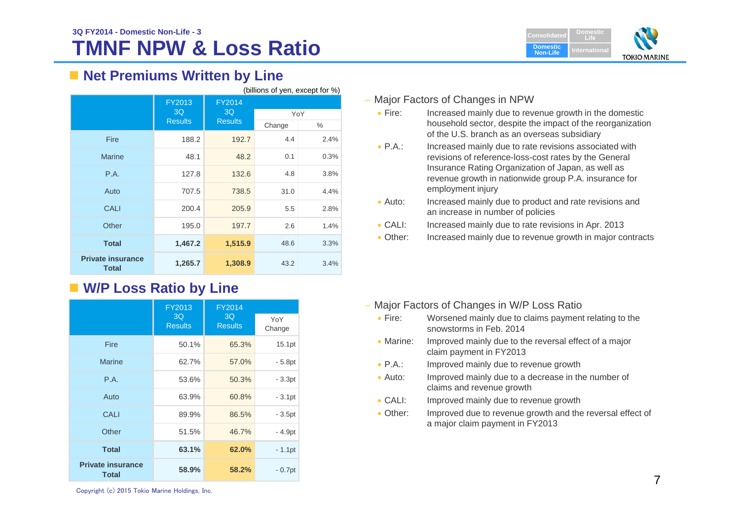3Q FY2014 - Domestic Non-Life - 3

# TMNF NPW & Loss Ratio

## Net Premiums Written by Line

(billions of yen, except for %)

| | FY2013 3Q Results | FY2014 3Q Results | YoY | |
|---|---|---|---|---|
| | | | Change | % |
| Fire | 188.2 | 192.7 | 4.4 | 2.4% |
| Marine | 48.1 | 48.2 | 0.1 | 0.3% |
| P.A. | 127.8 | 132.6 | 4.8 | 3.8% |
| Auto | 707.5 | 738.5 | 31.0 | 4.4% |
| CALI | 200.4 | 205.9 | 5.5 | 2.8% |
| Other | 195.0 | 197.7 | 2.6 | 1.4% |
| **Total** | **1,467.2** | **1,515.9** | 48.6 | 3.3% |
| **Private insurance Total** | **1,265.7** | **1,308.9** | 43.2 | 3.4% |

– Major Factors of Changes in NPW

- Fire: Increased mainly due to revenue growth in the domestic household sector, despite the impact of the reorganization of the U.S. branch as an overseas subsidiary
- P.A.: Increased mainly due to rate revisions associated with revisions of reference-loss-cost rates by the General Insurance Rating Organization of Japan, as well as revenue growth in nationwide group P.A. insurance for employment injury
- Auto: Increased mainly due to product and rate revisions and an increase in number of policies
- CALI: Increased mainly due to rate revisions in Apr. 2013
- Other: Increased mainly due to revenue growth in major contracts

## W/P Loss Ratio by Line

| | FY2013 3Q Results | FY2014 3Q Results | YoY Change |
|---|---|---|---|
| Fire | 50.1% | 65.3% | 15.1pt |
| Marine | 62.7% | 57.0% | - 5.8pt |
| P.A. | 53.6% | 50.3% | - 3.3pt |
| Auto | 63.9% | 60.8% | - 3.1pt |
| CALI | 89.9% | 86.5% | - 3.5pt |
| Other | 51.5% | 46.7% | - 4.9pt |
| **Total** | **63.1%** | **62.0%** | - 1.1pt |
| **Private insurance Total** | **58.9%** | **58.2%** | - 0.7pt |

– Major Factors of Changes in W/P Loss Ratio

- Fire: Worsened mainly due to claims payment relating to the snowstorms in Feb. 2014
- Marine: Improved mainly due to the reversal effect of a major claim payment in FY2013
- P.A.: Improved mainly due to revenue growth
- Auto: Improved mainly due to a decrease in the number of claims and revenue growth
- CALI: Improved mainly due to revenue growth
- Other: Improved due to revenue growth and the reversal effect of a major claim payment in FY2013

Copyright (c) 2015 Tokio Marine Holdings, Inc.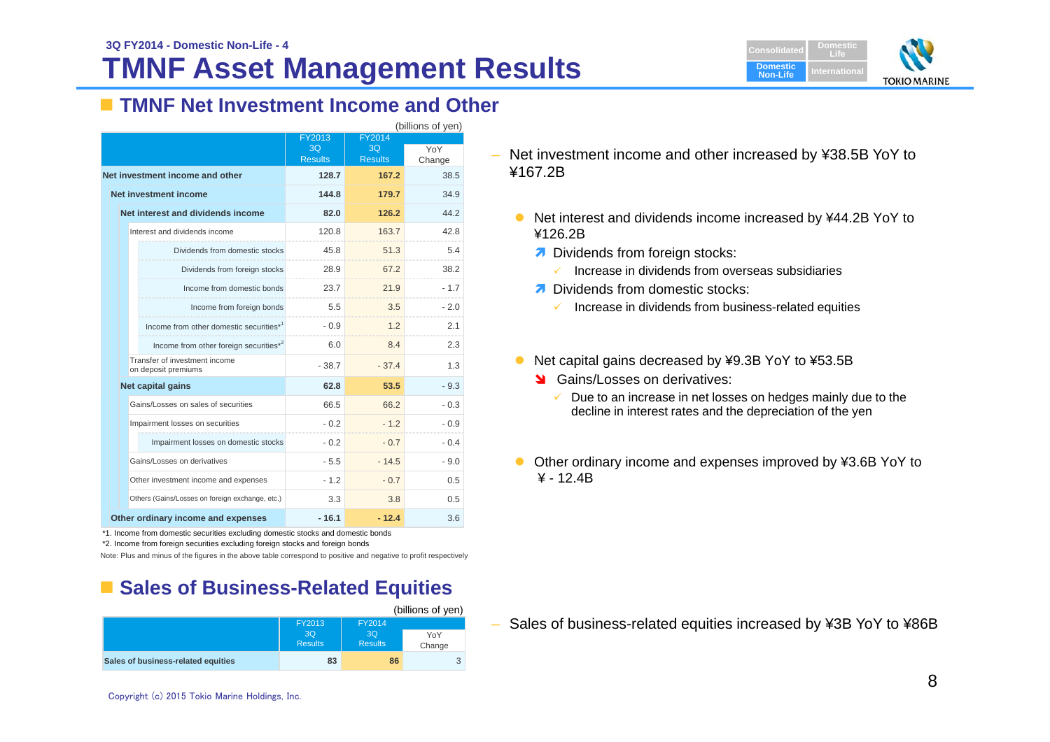3Q FY2014 - Domestic Non-Life - 4

# TMNF Asset Management Results

## TMNF Net Investment Income and Other

(billions of yen)

| | FY2013 3Q Results | FY2014 3Q Results | YoY Change |
|---|---|---|---|
| **Net investment income and other** | **128.7** | **167.2** | 38.5 |
| **Net investment income** | **144.8** | **179.7** | 34.9 |
| **Net interest and dividends income** | **82.0** | **126.2** | 44.2 |
| Interest and dividends income | 120.8 | 163.7 | 42.8 |
| Dividends from domestic stocks | 45.8 | 51.3 | 5.4 |
| Dividends from foreign stocks | 28.9 | 67.2 | 38.2 |
| Income from domestic bonds | 23.7 | 21.9 | - 1.7 |
| Income from foreign bonds | 5.5 | 3.5 | - 2.0 |
| Income from other domestic securities*1 | - 0.9 | 1.2 | 2.1 |
| Income from other foreign securities*2 | 6.0 | 8.4 | 2.3 |
| Transfer of investment income on deposit premiums | - 38.7 | - 37.4 | 1.3 |
| **Net capital gains** | **62.8** | **53.5** | - 9.3 |
| Gains/Losses on sales of securities | 66.5 | 66.2 | - 0.3 |
| Impairment losses on securities | - 0.2 | - 1.2 | - 0.9 |
| Impairment losses on domestic stocks | - 0.2 | - 0.7 | - 0.4 |
| Gains/Losses on derivatives | - 5.5 | - 14.5 | - 9.0 |
| Other investment income and expenses | - 1.2 | - 0.7 | 0.5 |
| Others (Gains/Losses on foreign exchange, etc.) | 3.3 | 3.8 | 0.5 |
| **Other ordinary income and expenses** | **- 16.1** | **- 12.4** | 3.6 |

*1. Income from domestic securities excluding domestic stocks and domestic bonds

*2. Income from foreign securities excluding foreign stocks and foreign bonds

Note: Plus and minus of the figures in the above table correspond to positive and negative to profit respectively

– Net investment income and other increased by ¥38.5B YoY to ¥167.2B

- Net interest and dividends income increased by ¥44.2B YoY to ¥126.2B
  - ↗ Dividends from foreign stocks:
    - ✓ Increase in dividends from overseas subsidiaries
  - ↗ Dividends from domestic stocks:
    - ✓ Increase in dividends from business-related equities

- Net capital gains decreased by ¥9.3B YoY to ¥53.5B
  - ↘ Gains/Losses on derivatives:
    - ✓ Due to an increase in net losses on hedges mainly due to the decline in interest rates and the depreciation of the yen

- Other ordinary income and expenses improved by ¥3.6B YoY to ¥ - 12.4B

## Sales of Business-Related Equities

(billions of yen)

| | FY2013 3Q Results | FY2014 3Q Results | YoY Change |
|---|---|---|---|
| **Sales of business-related equities** | **83** | **86** | 3 |

– Sales of business-related equities increased by ¥3B YoY to ¥86B

Copyright (c) 2015 Tokio Marine Holdings, Inc.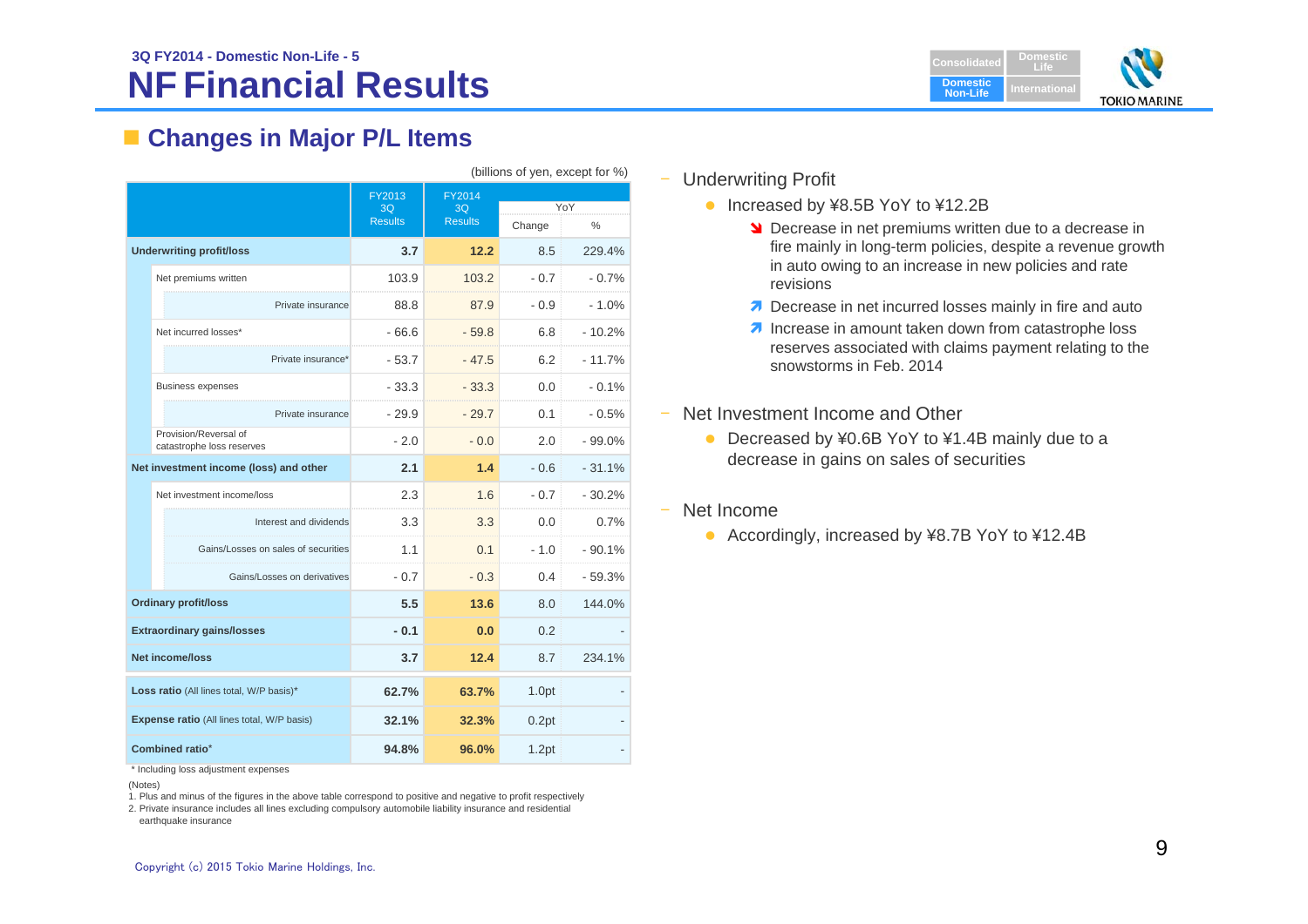3Q FY2014 - Domestic Non-Life - 5

# NF Financial Results

## Changes in Major P/L Items

(billions of yen, except for %)

| | FY2013 3Q Results | FY2014 3Q Results | YoY Change | YoY % |
|---|---|---|---|---|
| **Underwriting profit/loss** | **3.7** | **12.2** | 8.5 | 229.4% |
| Net premiums written | 103.9 | 103.2 | - 0.7 | - 0.7% |
| Private insurance | 88.8 | 87.9 | - 0.9 | - 1.0% |
| Net incurred losses* | - 66.6 | - 59.8 | 6.8 | - 10.2% |
| Private insurance* | - 53.7 | - 47.5 | 6.2 | - 11.7% |
| Business expenses | - 33.3 | - 33.3 | 0.0 | - 0.1% |
| Private insurance | - 29.9 | - 29.7 | 0.1 | - 0.5% |
| Provision/Reversal of catastrophe loss reserves | - 2.0 | - 0.0 | 2.0 | - 99.0% |
| **Net investment income (loss) and other** | **2.1** | **1.4** | - 0.6 | - 31.1% |
| Net investment income/loss | 2.3 | 1.6 | - 0.7 | - 30.2% |
| Interest and dividends | 3.3 | 3.3 | 0.0 | 0.7% |
| Gains/Losses on sales of securities | 1.1 | 0.1 | - 1.0 | - 90.1% |
| Gains/Losses on derivatives | - 0.7 | - 0.3 | 0.4 | - 59.3% |
| **Ordinary profit/loss** | **5.5** | **13.6** | 8.0 | 144.0% |
| **Extraordinary gains/losses** | **- 0.1** | **0.0** | 0.2 | - |
| **Net income/loss** | **3.7** | **12.4** | 8.7 | 234.1% |
| **Loss ratio** (All lines total, W/P basis)* | **62.7%** | **63.7%** | 1.0pt | - |
| **Expense ratio** (All lines total, W/P basis) | **32.1%** | **32.3%** | 0.2pt | - |
| **Combined ratio*** | **94.8%** | **96.0%** | 1.2pt | - |

\* Including loss adjustment expenses

(Notes)
1. Plus and minus of the figures in the above table correspond to positive and negative to profit respectively
2. Private insurance includes all lines excluding compulsory automobile liability insurance and residential earthquake insurance

- Underwriting Profit
  - Increased by ¥8.5B YoY to ¥12.2B
    - ↘ Decrease in net premiums written due to a decrease in fire mainly in long-term policies, despite a revenue growth in auto owing to an increase in new policies and rate revisions
    - ↗ Decrease in net incurred losses mainly in fire and auto
    - ↗ Increase in amount taken down from catastrophe loss reserves associated with claims payment relating to the snowstorms in Feb. 2014

- Net Investment Income and Other
  - Decreased by ¥0.6B YoY to ¥1.4B mainly due to a decrease in gains on sales of securities

- Net Income
  - Accordingly, increased by ¥8.7B YoY to ¥12.4B

Copyright (c) 2015 Tokio Marine Holdings, Inc.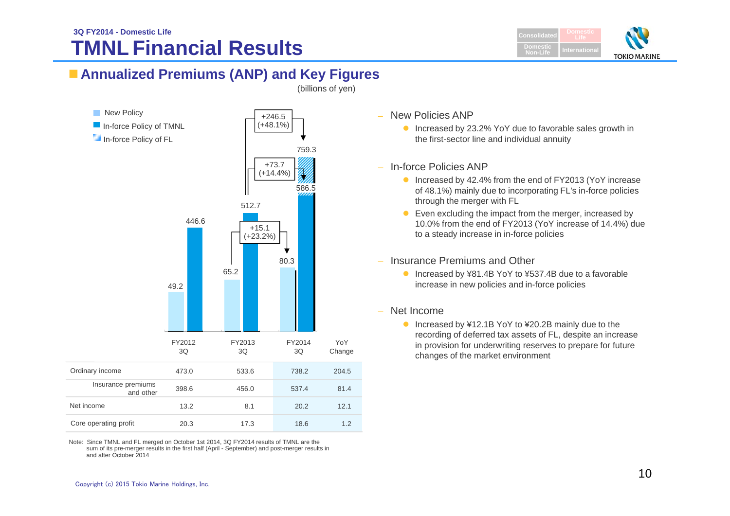3Q FY2014 - Domestic Life

# TMNL Financial Results

## Annualized Premiums (ANP) and Key Figures

(billions of yen)

- New Policy
- In-force Policy of TMNL
- In-force Policy of FL

| | FY2012 3Q | FY2013 3Q | FY2014 3Q |
|---|---|---|---|
| New Policy | 49.2 | 65.2 | 80.3 |
| In-force Policy (TMNL) | 446.6 | 512.7 | 586.5 |
| In-force Policy (incl. FL) | | | 759.3 |

New Policy: +15.1 (+23.2%)
In-force Policy of TMNL: +73.7 (+14.4%)
In-force Policy total: +246.5 (+48.1%)

| | FY2012 3Q | FY2013 3Q | FY2014 3Q | YoY Change |
|---|---|---|---|---|
| Ordinary income | 473.0 | 533.6 | 738.2 | 204.5 |
| Insurance premiums and other | 398.6 | 456.0 | 537.4 | 81.4 |
| Net income | 13.2 | 8.1 | 20.2 | 12.1 |
| Core operating profit | 20.3 | 17.3 | 18.6 | 1.2 |

Note: Since TMNL and FL merged on October 1st 2014, 3Q FY2014 results of TMNL are the sum of its pre-merger results in the first half (April - September) and post-merger results in and after October 2014

- New Policies ANP
  - Increased by 23.2% YoY due to favorable sales growth in the first-sector line and individual annuity
- In-force Policies ANP
  - Increased by 42.4% from the end of FY2013 (YoY increase of 48.1%) mainly due to incorporating FL's in-force policies through the merger with FL
  - Even excluding the impact from the merger, increased by 10.0% from the end of FY2013 (YoY increase of 14.4%) due to a steady increase in in-force policies
- Insurance Premiums and Other
  - Increased by ¥81.4B YoY to ¥537.4B due to a favorable increase in new policies and in-force policies
- Net Income
  - Increased by ¥12.1B YoY to ¥20.2B mainly due to the recording of deferred tax assets of FL, despite an increase in provision for underwriting reserves to prepare for future changes of the market environment

Copyright (c) 2015 Tokio Marine Holdings, Inc.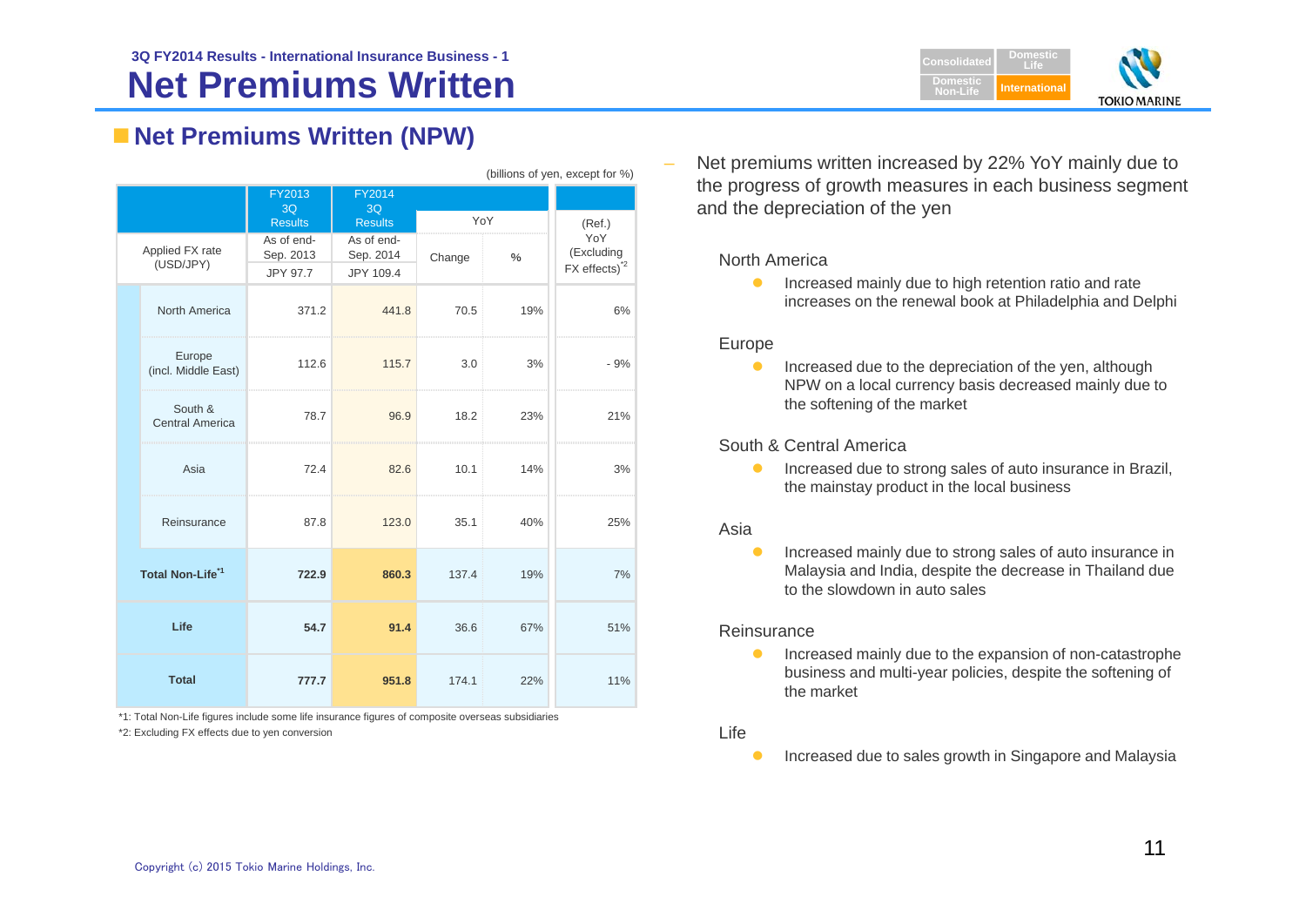3Q FY2014 Results - International Insurance Business - 1

# Net Premiums Written

## Net Premiums Written (NPW)

(billions of yen, except for %)

| | FY2013 3Q Results | FY2014 3Q Results | YoY | | (Ref.) YoY (Excluding FX effects)*2 |
|---|---|---|---|---|---|
| Applied FX rate (USD/JPY) | As of end-Sep. 2013 JPY 97.7 | As of end-Sep. 2014 JPY 109.4 | Change | % | |
| North America | 371.2 | 441.8 | 70.5 | 19% | 6% |
| Europe (incl. Middle East) | 112.6 | 115.7 | 3.0 | 3% | - 9% |
| South & Central America | 78.7 | 96.9 | 18.2 | 23% | 21% |
| Asia | 72.4 | 82.6 | 10.1 | 14% | 3% |
| Reinsurance | 87.8 | 123.0 | 35.1 | 40% | 25% |
| **Total Non-Life*1** | **722.9** | **860.3** | 137.4 | 19% | 7% |
| **Life** | **54.7** | **91.4** | 36.6 | 67% | 51% |
| **Total** | **777.7** | **951.8** | 174.1 | 22% | 11% |

*1: Total Non-Life figures include some life insurance figures of composite overseas subsidiaries

*2: Excluding FX effects due to yen conversion

- Net premiums written increased by 22% YoY mainly due to the progress of growth measures in each business segment and the depreciation of the yen

North America

- Increased mainly due to high retention ratio and rate increases on the renewal book at Philadelphia and Delphi

Europe

- Increased due to the depreciation of the yen, although NPW on a local currency basis decreased mainly due to the softening of the market

South & Central America

- Increased due to strong sales of auto insurance in Brazil, the mainstay product in the local business

Asia

- Increased mainly due to strong sales of auto insurance in Malaysia and India, despite the decrease in Thailand due to the slowdown in auto sales

Reinsurance

- Increased mainly due to the expansion of non-catastrophe business and multi-year policies, despite the softening of the market

Life

- Increased due to sales growth in Singapore and Malaysia

Copyright (c) 2015 Tokio Marine Holdings, Inc.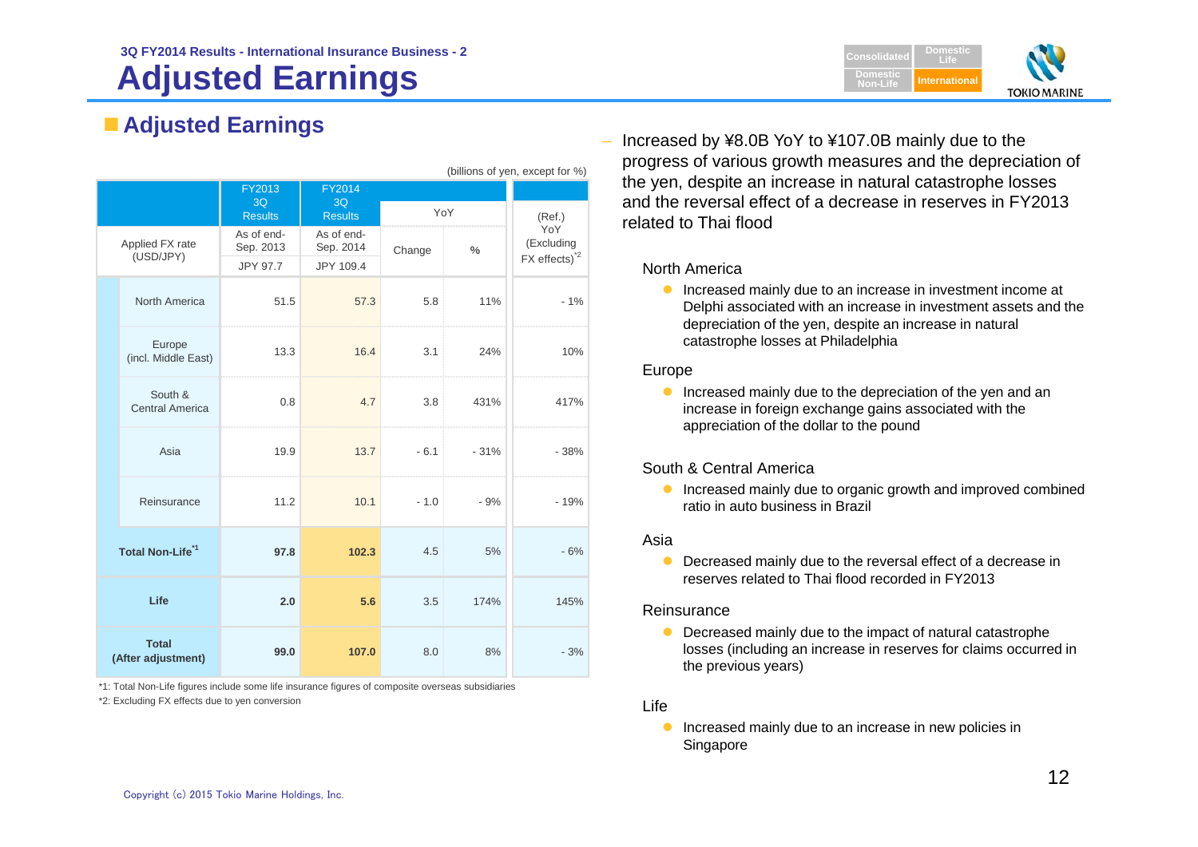3Q FY2014 Results - International Insurance Business - 2

# Adjusted Earnings

## Adjusted Earnings

(billions of yen, except for %)

| | FY2013 3Q Results | FY2014 3Q Results | YoY | | (Ref.) YoY (Excluding FX effects)[*2] |
|---|---|---|---|---|---|
| Applied FX rate (USD/JPY) | As of end-Sep. 2013 JPY 97.7 | As of end-Sep. 2014 JPY 109.4 | Change | % | |
| North America | 51.5 | 57.3 | 5.8 | 11% | - 1% |
| Europe (incl. Middle East) | 13.3 | 16.4 | 3.1 | 24% | 10% |
| South & Central America | 0.8 | 4.7 | 3.8 | 431% | 417% |
| Asia | 19.9 | 13.7 | - 6.1 | - 31% | - 38% |
| Reinsurance | 11.2 | 10.1 | - 1.0 | - 9% | - 19% |
| **Total Non-Life[*1]** | **97.8** | **102.3** | 4.5 | 5% | - 6% |
| **Life** | **2.0** | **5.6** | 3.5 | 174% | 145% |
| **Total (After adjustment)** | **99.0** | **107.0** | 8.0 | 8% | - 3% |

*1: Total Non-Life figures include some life insurance figures of composite overseas subsidiaries

*2: Excluding FX effects due to yen conversion

– Increased by ¥8.0B YoY to ¥107.0B mainly due to the progress of various growth measures and the depreciation of the yen, despite an increase in natural catastrophe losses and the reversal effect of a decrease in reserves in FY2013 related to Thai flood

North America

- Increased mainly due to an increase in investment income at Delphi associated with an increase in investment assets and the depreciation of the yen, despite an increase in natural catastrophe losses at Philadelphia

Europe

- Increased mainly due to the depreciation of the yen and an increase in foreign exchange gains associated with the appreciation of the dollar to the pound

South & Central America

- Increased mainly due to organic growth and improved combined ratio in auto business in Brazil

Asia

- Decreased mainly due to the reversal effect of a decrease in reserves related to Thai flood recorded in FY2013

Reinsurance

- Decreased mainly due to the impact of natural catastrophe losses (including an increase in reserves for claims occurred in the previous years)

Life

- Increased mainly due to an increase in new policies in Singapore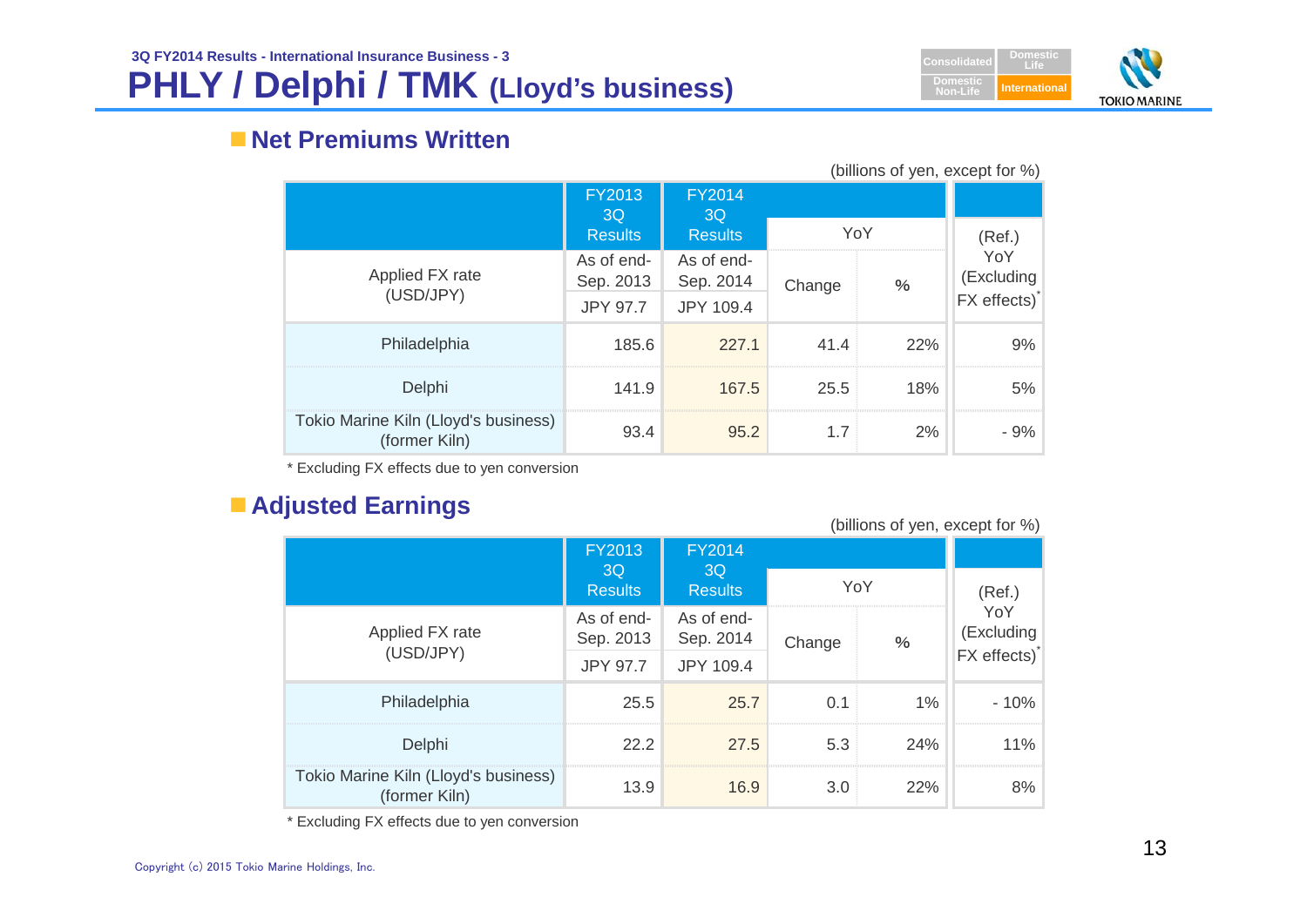# PHLY / Delphi / TMK (Lloyd's business)

3Q FY2014 Results - International Insurance Business - 3

## Net Premiums Written

(billions of yen, except for %)

| | FY2013 3Q Results | FY2014 3Q Results | YoY | | (Ref.) YoY (Excluding FX effects)* |
|---|---|---|---|---|---|
| Applied FX rate (USD/JPY) | As of end-Sep. 2013 JPY 97.7 | As of end-Sep. 2014 JPY 109.4 | Change | % | |
| Philadelphia | 185.6 | 227.1 | 41.4 | 22% | 9% |
| Delphi | 141.9 | 167.5 | 25.5 | 18% | 5% |
| Tokio Marine Kiln (Lloyd's business) (former Kiln) | 93.4 | 95.2 | 1.7 | 2% | - 9% |

* Excluding FX effects due to yen conversion

## Adjusted Earnings

(billions of yen, except for %)

| | FY2013 3Q Results | FY2014 3Q Results | YoY | | (Ref.) YoY (Excluding FX effects)* |
|---|---|---|---|---|---|
| Applied FX rate (USD/JPY) | As of end-Sep. 2013 JPY 97.7 | As of end-Sep. 2014 JPY 109.4 | Change | % | |
| Philadelphia | 25.5 | 25.7 | 0.1 | 1% | - 10% |
| Delphi | 22.2 | 27.5 | 5.3 | 24% | 11% |
| Tokio Marine Kiln (Lloyd's business) (former Kiln) | 13.9 | 16.9 | 3.0 | 22% | 8% |

* Excluding FX effects due to yen conversion

Copyright (c) 2015 Tokio Marine Holdings, Inc.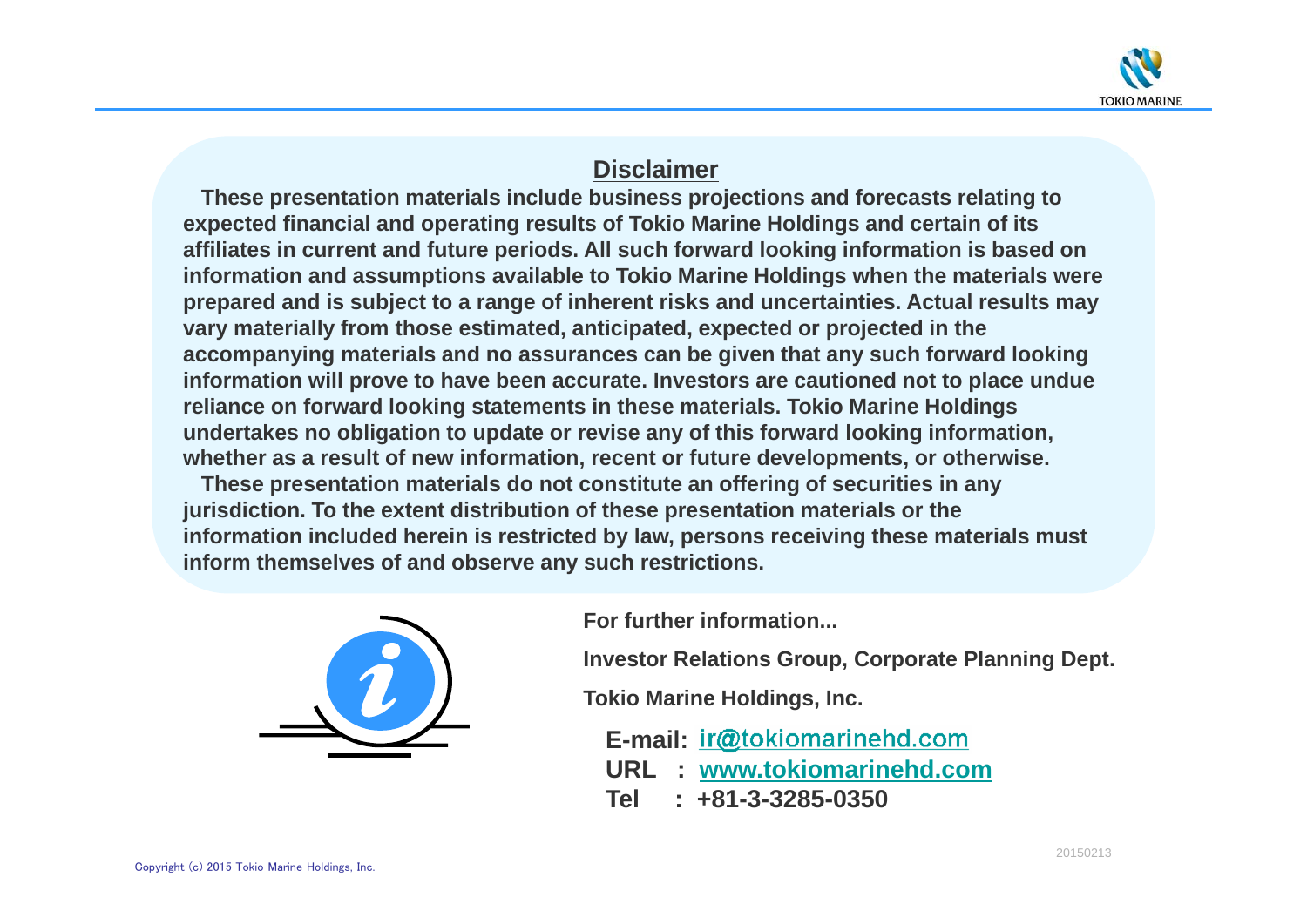## Disclaimer

These presentation materials include business projections and forecasts relating to expected financial and operating results of Tokio Marine Holdings and certain of its affiliates in current and future periods. All such forward looking information is based on information and assumptions available to Tokio Marine Holdings when the materials were prepared and is subject to a range of inherent risks and uncertainties. Actual results may vary materially from those estimated, anticipated, expected or projected in the accompanying materials and no assurances can be given that any such forward looking information will prove to have been accurate. Investors are cautioned not to place undue reliance on forward looking statements in these materials. Tokio Marine Holdings undertakes no obligation to update or revise any of this forward looking information, whether as a result of new information, recent or future developments, or otherwise.

These presentation materials do not constitute an offering of securities in any jurisdiction. To the extent distribution of these presentation materials or the information included herein is restricted by law, persons receiving these materials must inform themselves of and observe any such restrictions.

**For further information...**

**Investor Relations Group, Corporate Planning Dept.**

**Tokio Marine Holdings, Inc.**

**E-mail:** ir@tokiomarinehd.com
**URL :** www.tokiomarinehd.com
**Tel :** +81-3-3285-0350

20150213